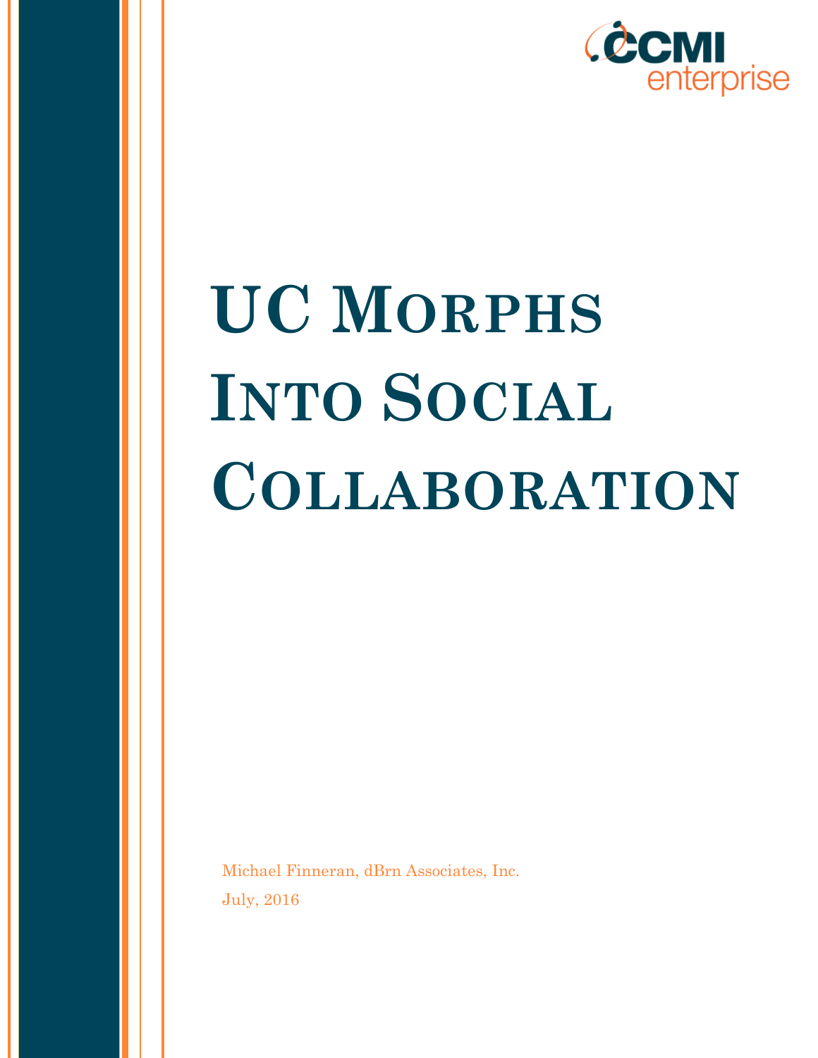# UC Morphs Into Social Collaboration

Michael Finneran, dBrn Associates, Inc.

July, 2016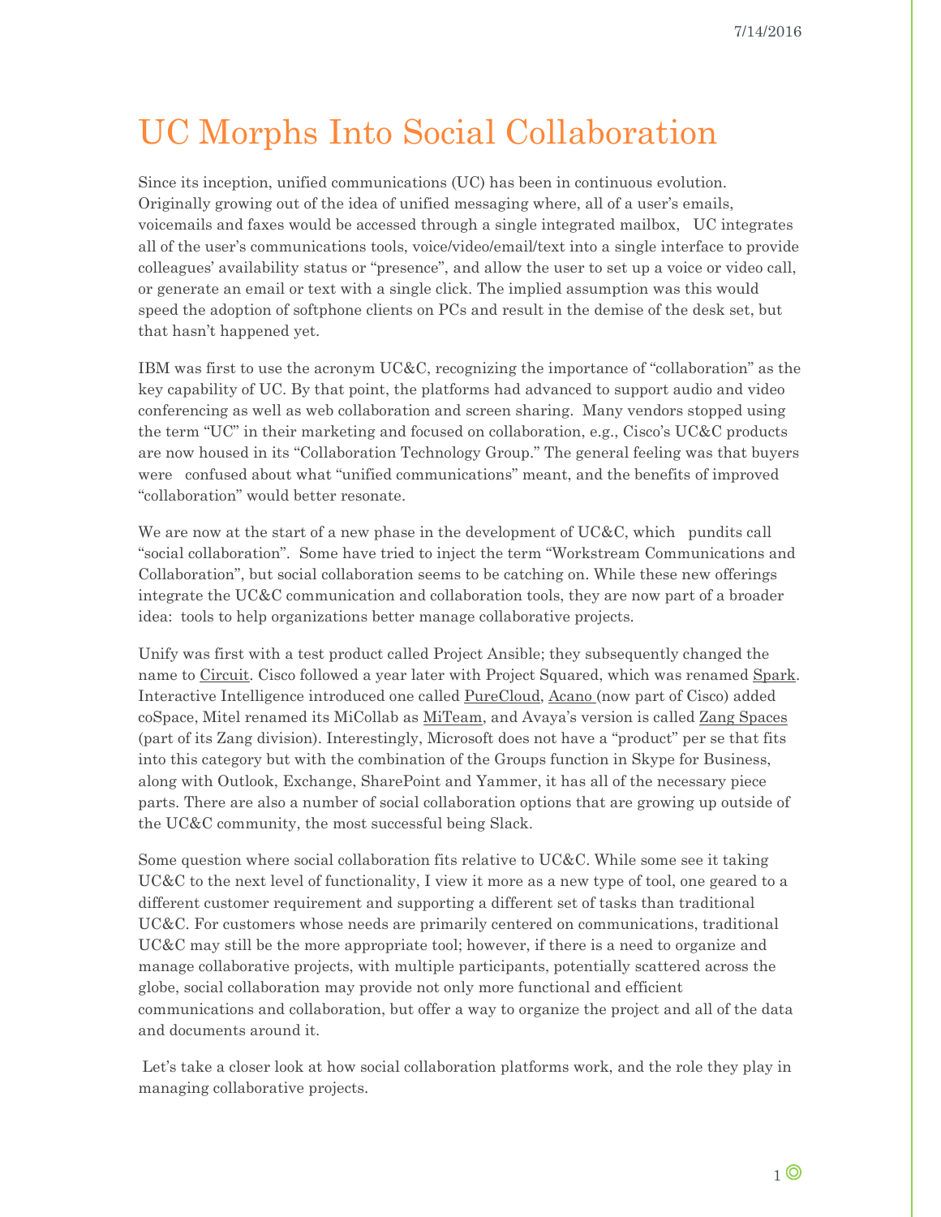# UC Morphs Into Social Collaboration

Since its inception, unified communications (UC) has been in continuous evolution. Originally growing out of the idea of unified messaging where, all of a user's emails, voicemails and faxes would be accessed through a single integrated mailbox, UC integrates all of the user's communications tools, voice/video/email/text into a single interface to provide colleagues' availability status or "presence", and allow the user to set up a voice or video call, or generate an email or text with a single click. The implied assumption was this would speed the adoption of softphone clients on PCs and result in the demise of the desk set, but that hasn't happened yet.

IBM was first to use the acronym UC&C, recognizing the importance of "collaboration" as the key capability of UC. By that point, the platforms had advanced to support audio and video conferencing as well as web collaboration and screen sharing. Many vendors stopped using the term "UC" in their marketing and focused on collaboration, e.g., Cisco's UC&C products are now housed in its "Collaboration Technology Group." The general feeling was that buyers were confused about what "unified communications" meant, and the benefits of improved "collaboration" would better resonate.

We are now at the start of a new phase in the development of UC&C, which pundits call "social collaboration". Some have tried to inject the term "Workstream Communications and Collaboration", but social collaboration seems to be catching on. While these new offerings integrate the UC&C communication and collaboration tools, they are now part of a broader idea: tools to help organizations better manage collaborative projects.

Unify was first with a test product called Project Ansible; they subsequently changed the name to Circuit. Cisco followed a year later with Project Squared, which was renamed Spark. Interactive Intelligence introduced one called PureCloud, Acano (now part of Cisco) added coSpace, Mitel renamed its MiCollab as MiTeam, and Avaya's version is called Zang Spaces (part of its Zang division). Interestingly, Microsoft does not have a "product" per se that fits into this category but with the combination of the Groups function in Skype for Business, along with Outlook, Exchange, SharePoint and Yammer, it has all of the necessary piece parts. There are also a number of social collaboration options that are growing up outside of the UC&C community, the most successful being Slack.

Some question where social collaboration fits relative to UC&C. While some see it taking UC&C to the next level of functionality, I view it more as a new type of tool, one geared to a different customer requirement and supporting a different set of tasks than traditional UC&C. For customers whose needs are primarily centered on communications, traditional UC&C may still be the more appropriate tool; however, if there is a need to organize and manage collaborative projects, with multiple participants, potentially scattered across the globe, social collaboration may provide not only more functional and efficient communications and collaboration, but offer a way to organize the project and all of the data and documents around it.

Let's take a closer look at how social collaboration platforms work, and the role they play in managing collaborative projects.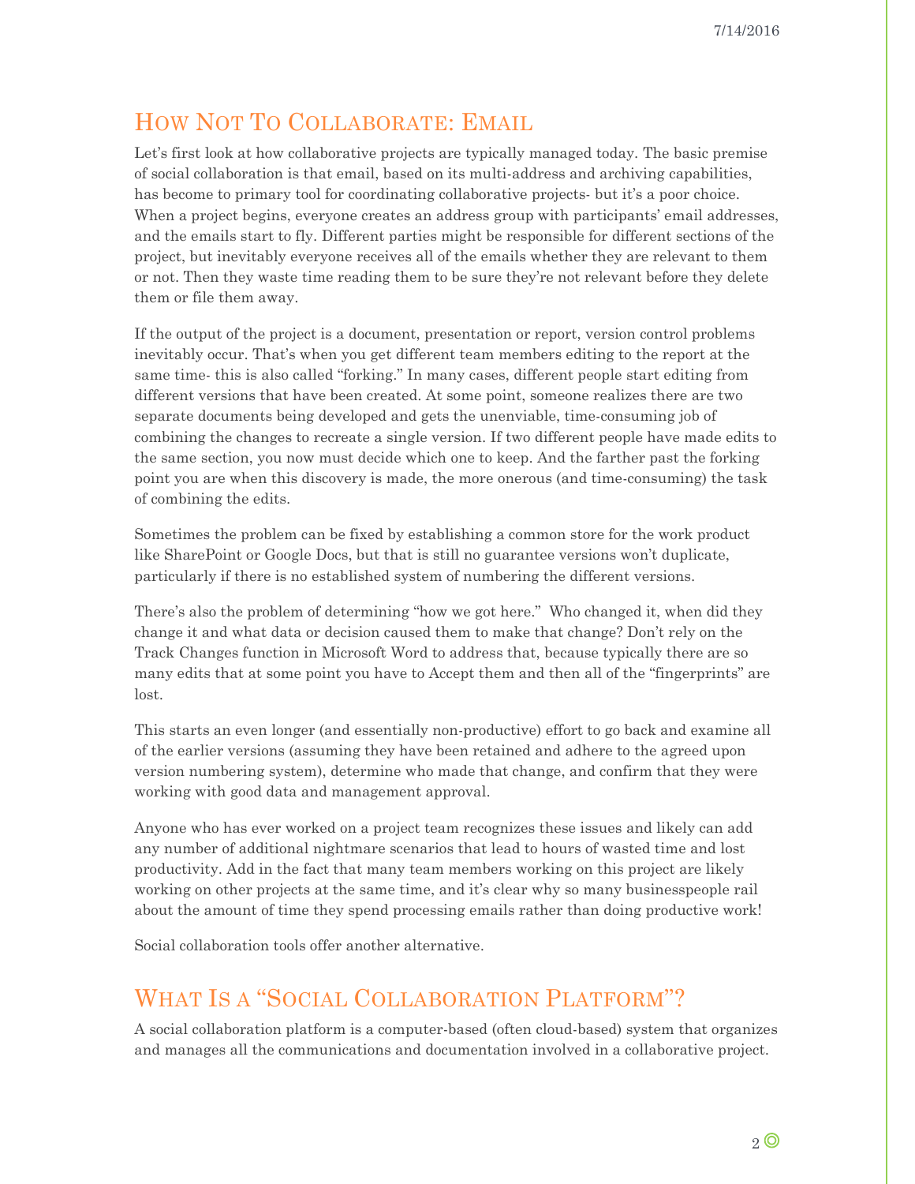## How Not To Collaborate: Email

Let's first look at how collaborative projects are typically managed today. The basic premise of social collaboration is that email, based on its multi-address and archiving capabilities, has become to primary tool for coordinating collaborative projects- but it's a poor choice. When a project begins, everyone creates an address group with participants' email addresses, and the emails start to fly. Different parties might be responsible for different sections of the project, but inevitably everyone receives all of the emails whether they are relevant to them or not. Then they waste time reading them to be sure they're not relevant before they delete them or file them away.

If the output of the project is a document, presentation or report, version control problems inevitably occur. That's when you get different team members editing to the report at the same time- this is also called "forking." In many cases, different people start editing from different versions that have been created. At some point, someone realizes there are two separate documents being developed and gets the unenviable, time-consuming job of combining the changes to recreate a single version. If two different people have made edits to the same section, you now must decide which one to keep. And the farther past the forking point you are when this discovery is made, the more onerous (and time-consuming) the task of combining the edits.

Sometimes the problem can be fixed by establishing a common store for the work product like SharePoint or Google Docs, but that is still no guarantee versions won't duplicate, particularly if there is no established system of numbering the different versions.

There's also the problem of determining "how we got here." Who changed it, when did they change it and what data or decision caused them to make that change? Don't rely on the Track Changes function in Microsoft Word to address that, because typically there are so many edits that at some point you have to Accept them and then all of the "fingerprints" are lost.

This starts an even longer (and essentially non-productive) effort to go back and examine all of the earlier versions (assuming they have been retained and adhere to the agreed upon version numbering system), determine who made that change, and confirm that they were working with good data and management approval.

Anyone who has ever worked on a project team recognizes these issues and likely can add any number of additional nightmare scenarios that lead to hours of wasted time and lost productivity. Add in the fact that many team members working on this project are likely working on other projects at the same time, and it's clear why so many businesspeople rail about the amount of time they spend processing emails rather than doing productive work!

Social collaboration tools offer another alternative.

## What Is a "Social Collaboration Platform"?

A social collaboration platform is a computer-based (often cloud-based) system that organizes and manages all the communications and documentation involved in a collaborative project.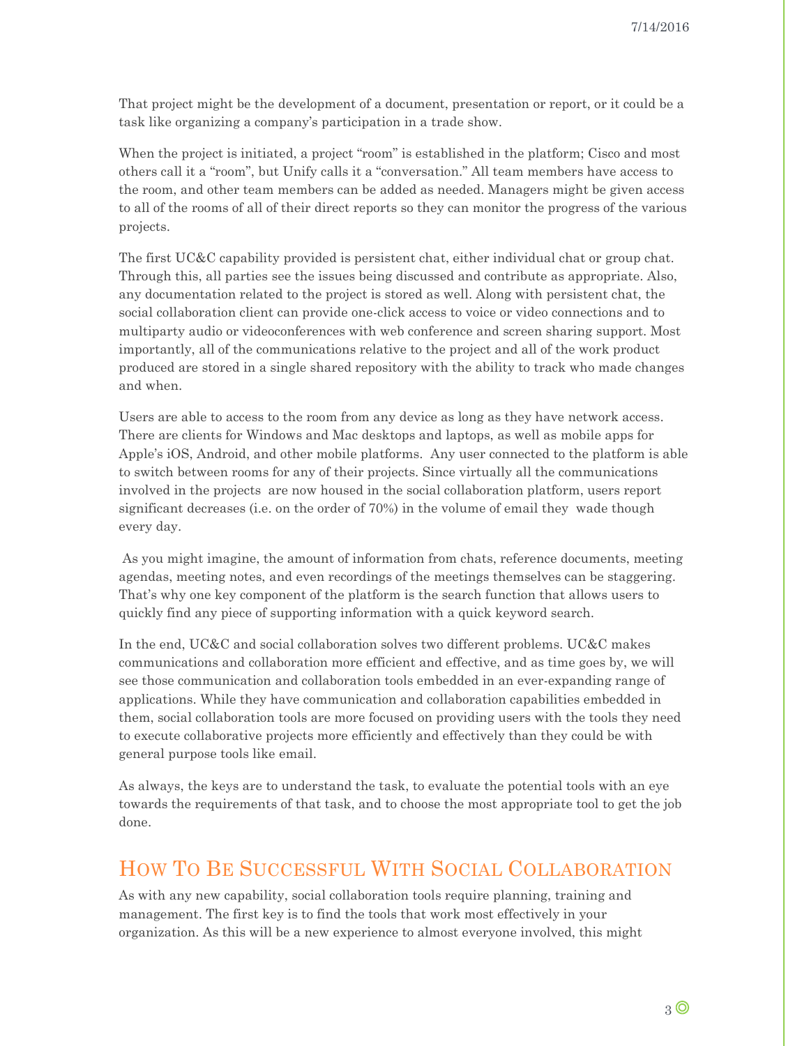That project might be the development of a document, presentation or report, or it could be a task like organizing a company's participation in a trade show.

When the project is initiated, a project "room" is established in the platform; Cisco and most others call it a "room", but Unify calls it a "conversation." All team members have access to the room, and other team members can be added as needed. Managers might be given access to all of the rooms of all of their direct reports so they can monitor the progress of the various projects.

The first UC&C capability provided is persistent chat, either individual chat or group chat. Through this, all parties see the issues being discussed and contribute as appropriate. Also, any documentation related to the project is stored as well. Along with persistent chat, the social collaboration client can provide one-click access to voice or video connections and to multiparty audio or videoconferences with web conference and screen sharing support. Most importantly, all of the communications relative to the project and all of the work product produced are stored in a single shared repository with the ability to track who made changes and when.

Users are able to access to the room from any device as long as they have network access. There are clients for Windows and Mac desktops and laptops, as well as mobile apps for Apple's iOS, Android, and other mobile platforms. Any user connected to the platform is able to switch between rooms for any of their projects. Since virtually all the communications involved in the projects are now housed in the social collaboration platform, users report significant decreases (i.e. on the order of 70%) in the volume of email they wade though every day.

As you might imagine, the amount of information from chats, reference documents, meeting agendas, meeting notes, and even recordings of the meetings themselves can be staggering. That's why one key component of the platform is the search function that allows users to quickly find any piece of supporting information with a quick keyword search.

In the end, UC&C and social collaboration solves two different problems. UC&C makes communications and collaboration more efficient and effective, and as time goes by, we will see those communication and collaboration tools embedded in an ever-expanding range of applications. While they have communication and collaboration capabilities embedded in them, social collaboration tools are more focused on providing users with the tools they need to execute collaborative projects more efficiently and effectively than they could be with general purpose tools like email.

As always, the keys are to understand the task, to evaluate the potential tools with an eye towards the requirements of that task, and to choose the most appropriate tool to get the job done.

## How To Be Successful With Social Collaboration

As with any new capability, social collaboration tools require planning, training and management. The first key is to find the tools that work most effectively in your organization. As this will be a new experience to almost everyone involved, this might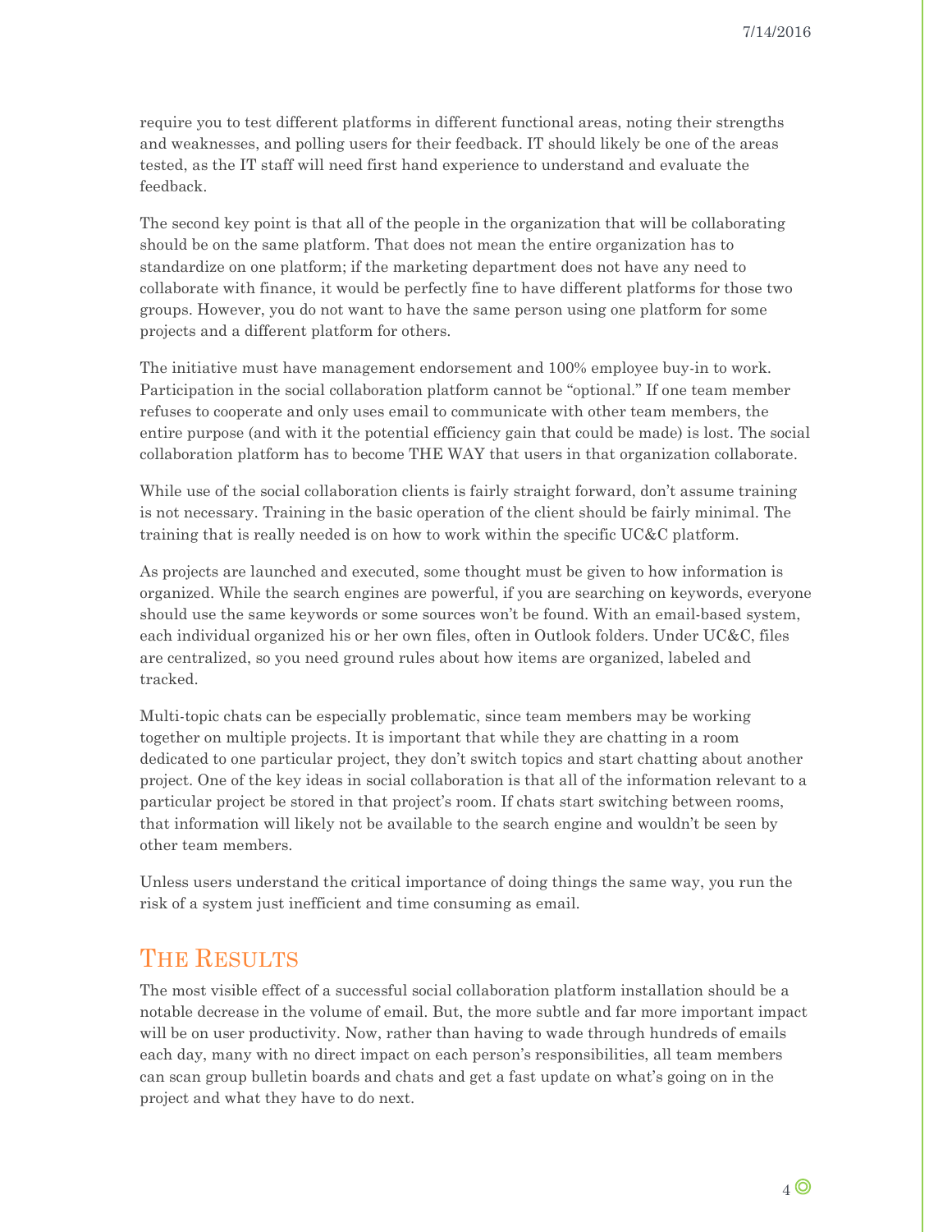require you to test different platforms in different functional areas, noting their strengths and weaknesses, and polling users for their feedback. IT should likely be one of the areas tested, as the IT staff will need first hand experience to understand and evaluate the feedback.

The second key point is that all of the people in the organization that will be collaborating should be on the same platform. That does not mean the entire organization has to standardize on one platform; if the marketing department does not have any need to collaborate with finance, it would be perfectly fine to have different platforms for those two groups. However, you do not want to have the same person using one platform for some projects and a different platform for others.

The initiative must have management endorsement and 100% employee buy-in to work. Participation in the social collaboration platform cannot be "optional." If one team member refuses to cooperate and only uses email to communicate with other team members, the entire purpose (and with it the potential efficiency gain that could be made) is lost. The social collaboration platform has to become THE WAY that users in that organization collaborate.

While use of the social collaboration clients is fairly straight forward, don't assume training is not necessary. Training in the basic operation of the client should be fairly minimal. The training that is really needed is on how to work within the specific UC&C platform.

As projects are launched and executed, some thought must be given to how information is organized. While the search engines are powerful, if you are searching on keywords, everyone should use the same keywords or some sources won't be found. With an email-based system, each individual organized his or her own files, often in Outlook folders. Under UC&C, files are centralized, so you need ground rules about how items are organized, labeled and tracked.

Multi-topic chats can be especially problematic, since team members may be working together on multiple projects. It is important that while they are chatting in a room dedicated to one particular project, they don't switch topics and start chatting about another project. One of the key ideas in social collaboration is that all of the information relevant to a particular project be stored in that project's room. If chats start switching between rooms, that information will likely not be available to the search engine and wouldn't be seen by other team members.

Unless users understand the critical importance of doing things the same way, you run the risk of a system just inefficient and time consuming as email.

## The Results

The most visible effect of a successful social collaboration platform installation should be a notable decrease in the volume of email. But, the more subtle and far more important impact will be on user productivity. Now, rather than having to wade through hundreds of emails each day, many with no direct impact on each person's responsibilities, all team members can scan group bulletin boards and chats and get a fast update on what's going on in the project and what they have to do next.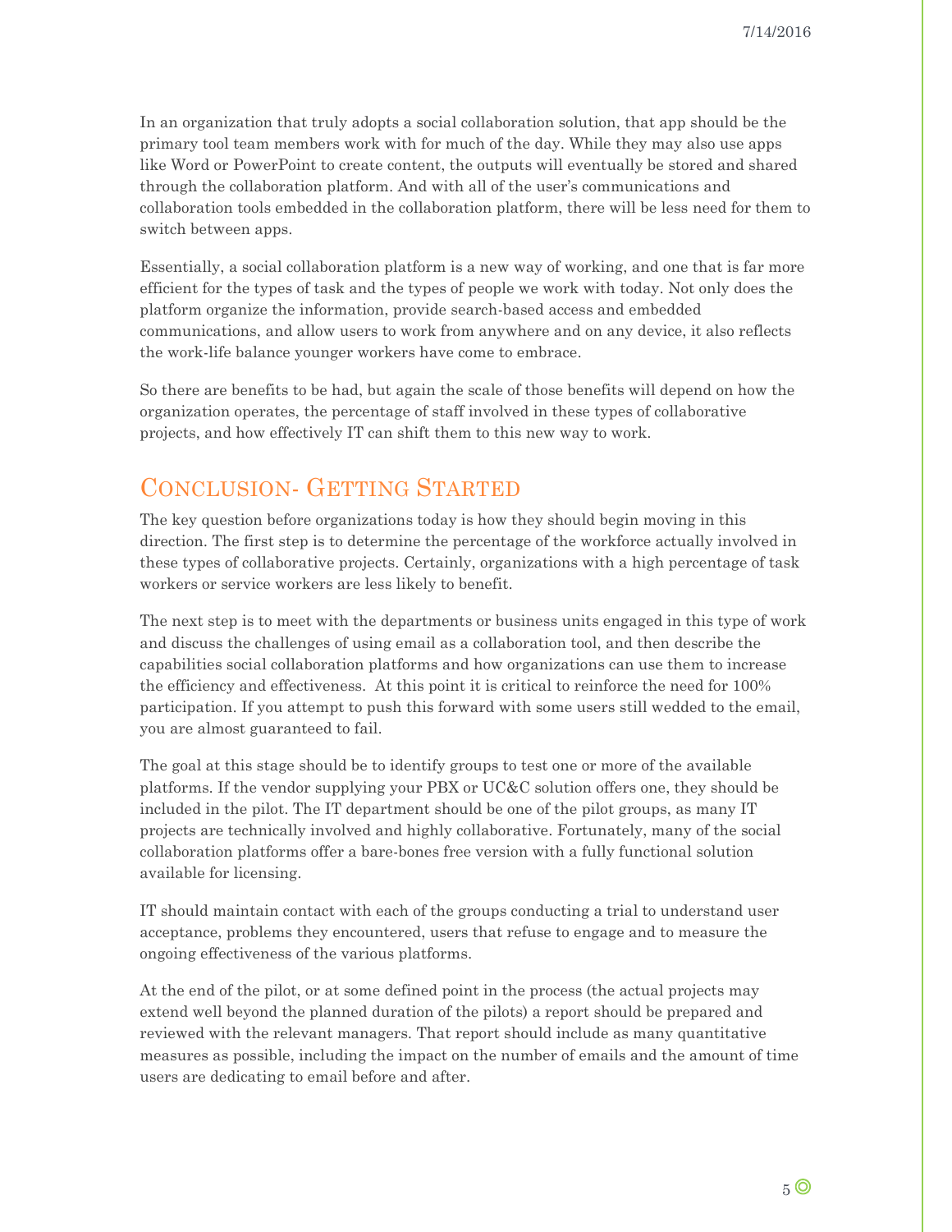In an organization that truly adopts a social collaboration solution, that app should be the primary tool team members work with for much of the day. While they may also use apps like Word or PowerPoint to create content, the outputs will eventually be stored and shared through the collaboration platform. And with all of the user's communications and collaboration tools embedded in the collaboration platform, there will be less need for them to switch between apps.

Essentially, a social collaboration platform is a new way of working, and one that is far more efficient for the types of task and the types of people we work with today. Not only does the platform organize the information, provide search-based access and embedded communications, and allow users to work from anywhere and on any device, it also reflects the work-life balance younger workers have come to embrace.

So there are benefits to be had, but again the scale of those benefits will depend on how the organization operates, the percentage of staff involved in these types of collaborative projects, and how effectively IT can shift them to this new way to work.

## Conclusion- Getting Started

The key question before organizations today is how they should begin moving in this direction. The first step is to determine the percentage of the workforce actually involved in these types of collaborative projects. Certainly, organizations with a high percentage of task workers or service workers are less likely to benefit.

The next step is to meet with the departments or business units engaged in this type of work and discuss the challenges of using email as a collaboration tool, and then describe the capabilities social collaboration platforms and how organizations can use them to increase the efficiency and effectiveness. At this point it is critical to reinforce the need for 100% participation. If you attempt to push this forward with some users still wedded to the email, you are almost guaranteed to fail.

The goal at this stage should be to identify groups to test one or more of the available platforms. If the vendor supplying your PBX or UC&C solution offers one, they should be included in the pilot. The IT department should be one of the pilot groups, as many IT projects are technically involved and highly collaborative. Fortunately, many of the social collaboration platforms offer a bare-bones free version with a fully functional solution available for licensing.

IT should maintain contact with each of the groups conducting a trial to understand user acceptance, problems they encountered, users that refuse to engage and to measure the ongoing effectiveness of the various platforms.

At the end of the pilot, or at some defined point in the process (the actual projects may extend well beyond the planned duration of the pilots) a report should be prepared and reviewed with the relevant managers. That report should include as many quantitative measures as possible, including the impact on the number of emails and the amount of time users are dedicating to email before and after.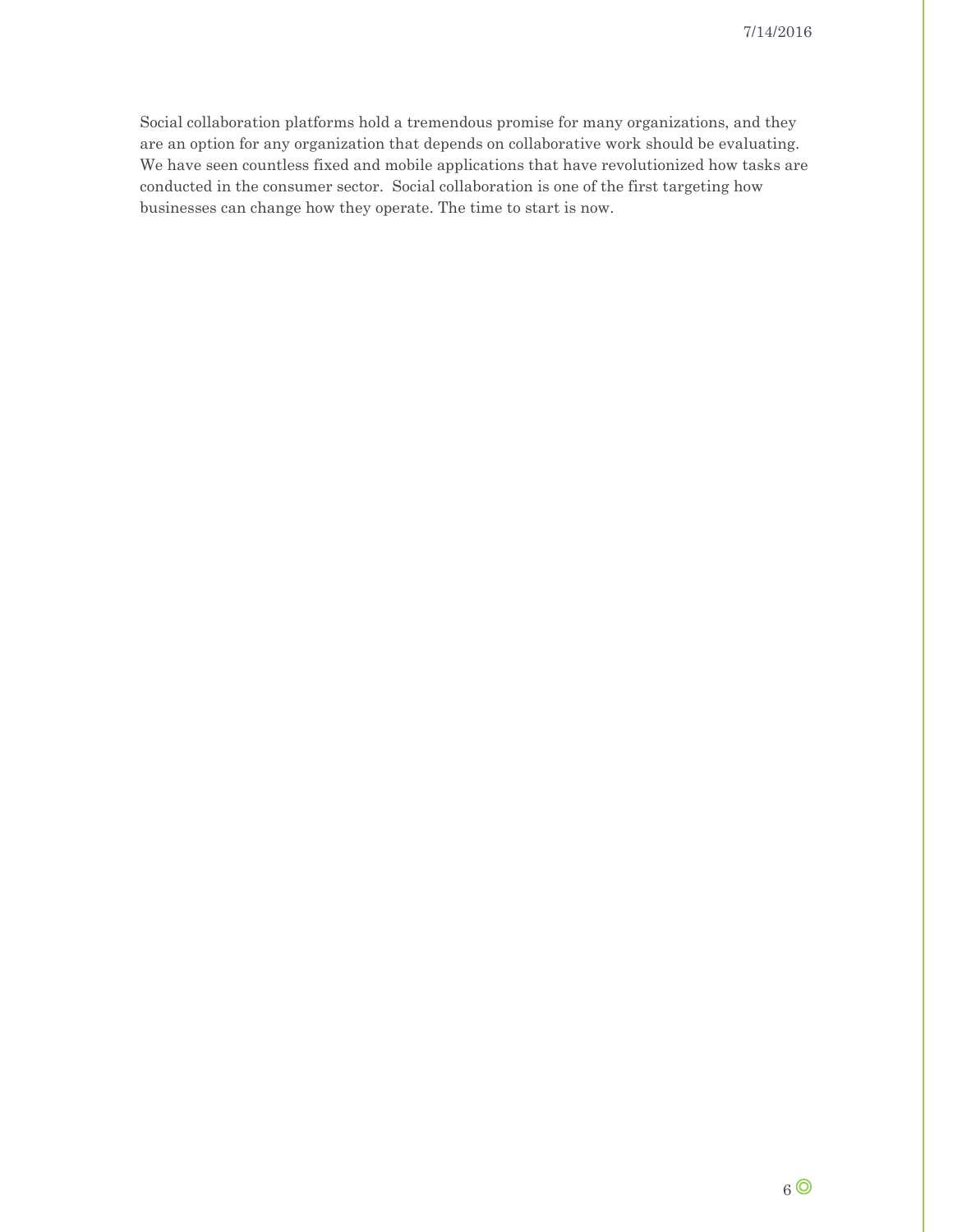Social collaboration platforms hold a tremendous promise for many organizations, and they are an option for any organization that depends on collaborative work should be evaluating. We have seen countless fixed and mobile applications that have revolutionized how tasks are conducted in the consumer sector. Social collaboration is one of the first targeting how businesses can change how they operate. The time to start is now.